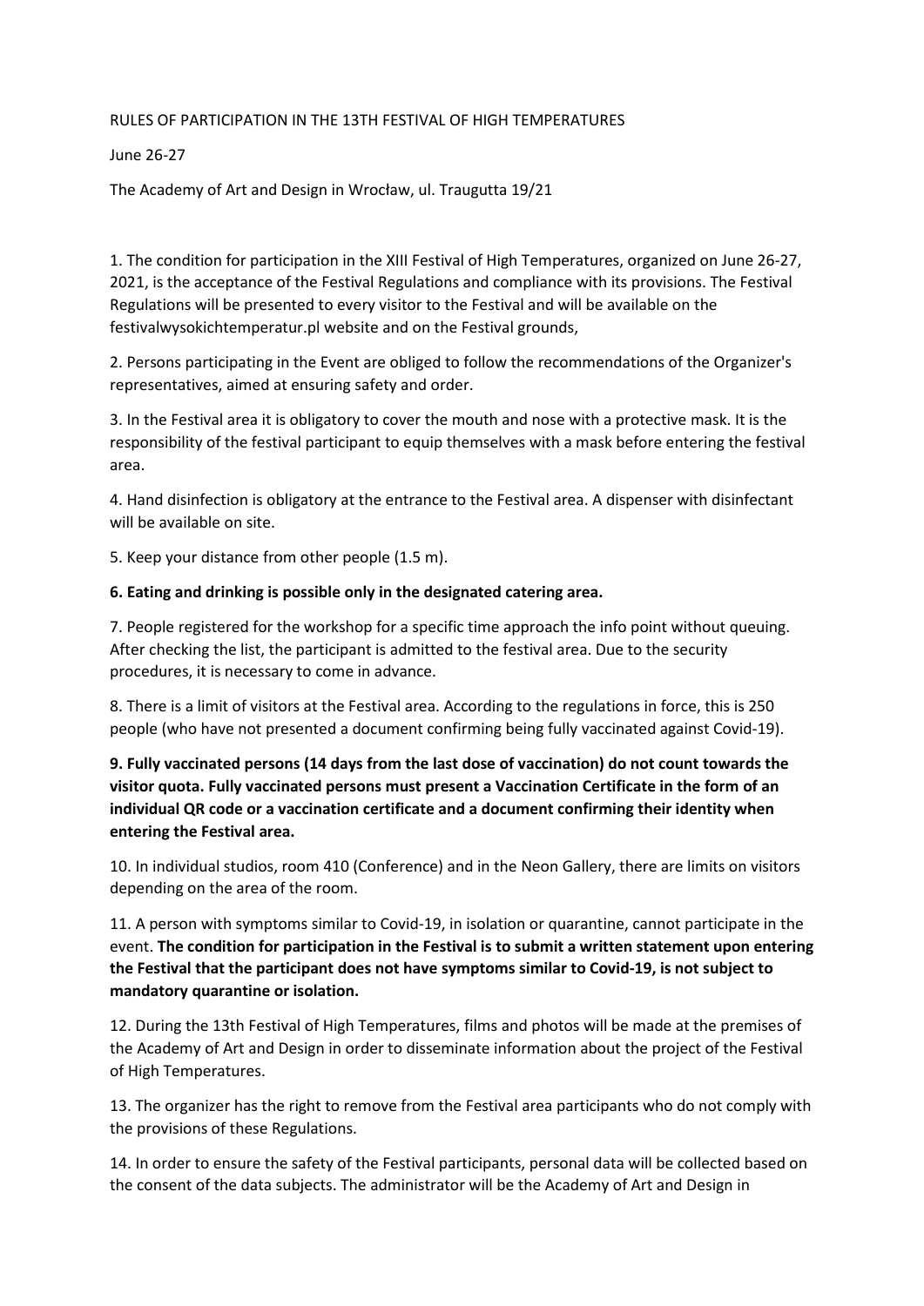RULES OF PARTICIPATION IN THE 13TH FESTIVAL OF HIGH TEMPERATURES

June 26-27

The Academy of Art and Design in Wrocław, ul. Traugutta 19/21

1. The condition for participation in the XIII Festival of High Temperatures, organized on June 26-27, 2021, is the acceptance of the Festival Regulations and compliance with its provisions. The Festival Regulations will be presented to every visitor to the Festival and will be available on the festivalwysokichtemperatur.pl website and on the Festival grounds,

2. Persons participating in the Event are obliged to follow the recommendations of the Organizer's representatives, aimed at ensuring safety and order.

3. In the Festival area it is obligatory to cover the mouth and nose with a protective mask. It is the responsibility of the festival participant to equip themselves with a mask before entering the festival area.

4. Hand disinfection is obligatory at the entrance to the Festival area. A dispenser with disinfectant will be available on site.

5. Keep your distance from other people (1.5 m).

**6. Eating and drinking is possible only in the designated catering area.**

7. People registered for the workshop for a specific time approach the info point without queuing. After checking the list, the participant is admitted to the festival area. Due to the security procedures, it is necessary to come in advance.

8. There is a limit of visitors at the Festival area. According to the regulations in force, this is 250 people (who have not presented a document confirming being fully vaccinated against Covid-19).

**9. Fully vaccinated persons (14 days from the last dose of vaccination) do not count towards the visitor quota. Fully vaccinated persons must present a Vaccination Certificate in the form of an individual QR code or a vaccination certificate and a document confirming their identity when entering the Festival area.**

10. In individual studios, room 410 (Conference) and in the Neon Gallery, there are limits on visitors depending on the area of the room.

11. A person with symptoms similar to Covid-19, in isolation or quarantine, cannot participate in the event. **The condition for participation in the Festival is to submit a written statement upon entering the Festival that the participant does not have symptoms similar to Covid-19, is not subject to mandatory quarantine or isolation.**

12. During the 13th Festival of High Temperatures, films and photos will be made at the premises of the Academy of Art and Design in order to disseminate information about the project of the Festival of High Temperatures.

13. The organizer has the right to remove from the Festival area participants who do not comply with the provisions of these Regulations.

14. In order to ensure the safety of the Festival participants, personal data will be collected based on the consent of the data subjects. The administrator will be the Academy of Art and Design in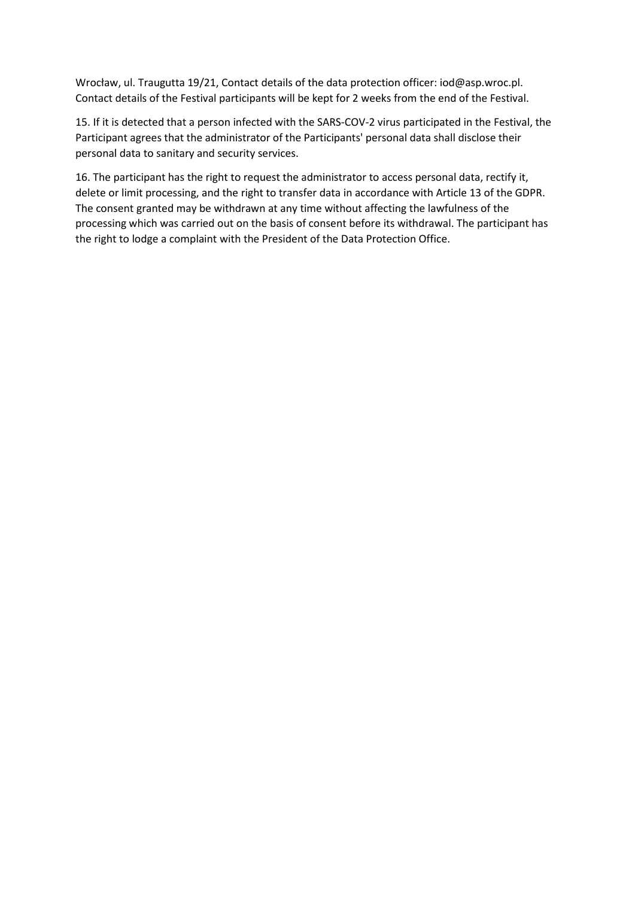Wrocław, ul. Traugutta 19/21, Contact details of the data protection officer: iod@asp.wroc.pl. Contact details of the Festival participants will be kept for 2 weeks from the end of the Festival.

15. If it is detected that a person infected with the SARS-COV-2 virus participated in the Festival, the Participant agrees that the administrator of the Participants' personal data shall disclose their personal data to sanitary and security services.

16. The participant has the right to request the administrator to access personal data, rectify it, delete or limit processing, and the right to transfer data in accordance with Article 13 of the GDPR. The consent granted may be withdrawn at any time without affecting the lawfulness of the processing which was carried out on the basis of consent before its withdrawal. The participant has the right to lodge a complaint with the President of the Data Protection Office.